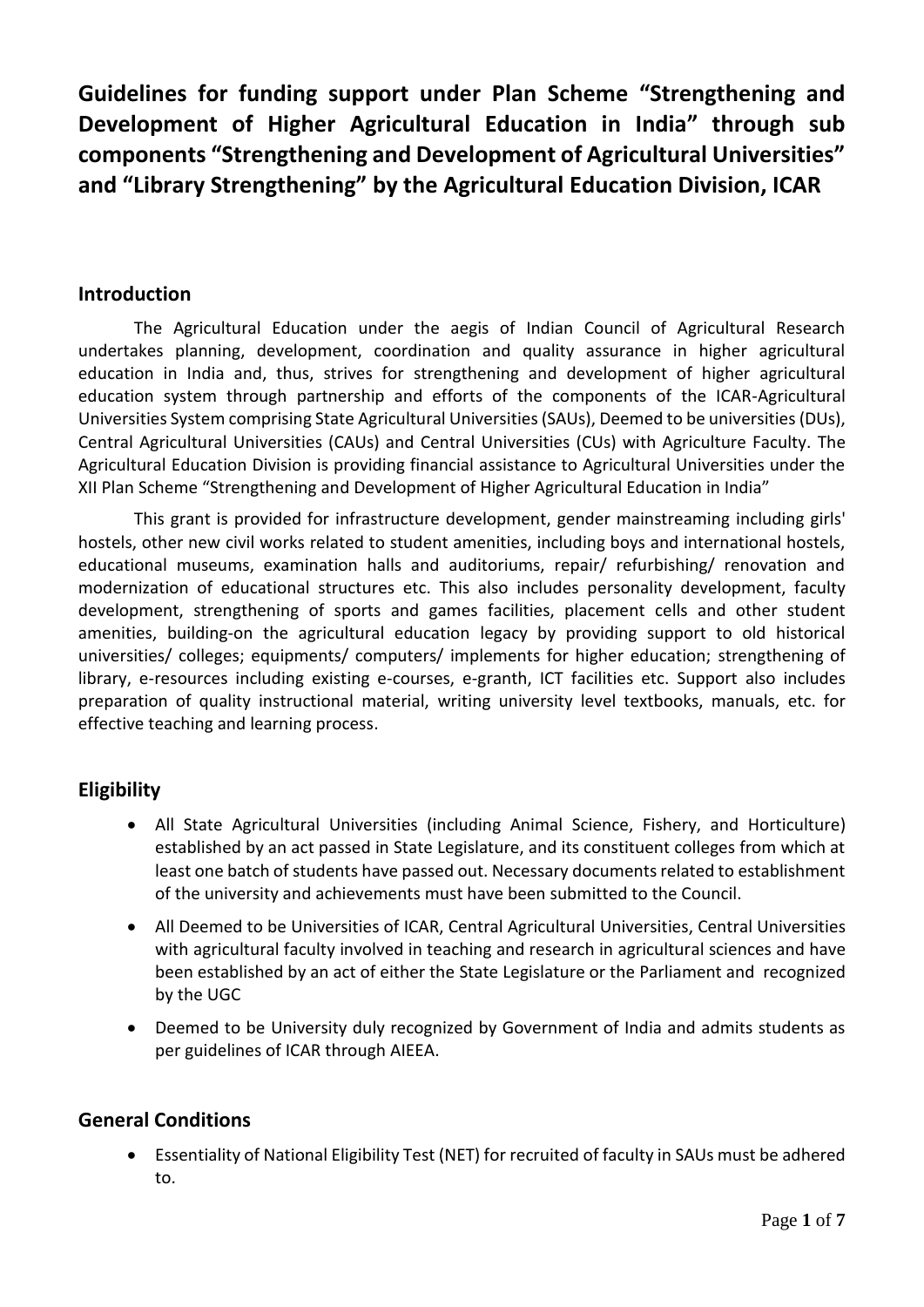# Guidelines for funding support under Plan Scheme "Strengthening and Development of Higher Agricultural Education in India" through sub components "Strengthening and Development of Agricultural Universities" and "Library Strengthening" by the Agricultural Education Division, ICAR

## Introduction

The Agricultural Education under the aegis of Indian Council of Agricultural Research undertakes planning, development, coordination and quality assurance in higher agricultural education in India and, thus, strives for strengthening and development of higher agricultural education system through partnership and efforts of the components of the ICAR-Agricultural Universities System comprising State Agricultural Universities (SAUs), Deemed to be universities (DUs), Central Agricultural Universities (CAUs) and Central Universities (CUs) with Agriculture Faculty. The Agricultural Education Division is providing financial assistance to Agricultural Universities under the XII Plan Scheme "Strengthening and Development of Higher Agricultural Education in India"

This grant is provided for infrastructure development, gender mainstreaming including girls' hostels, other new civil works related to student amenities, including boys and international hostels, educational museums, examination halls and auditoriums, repair/ refurbishing/ renovation and modernization of educational structures etc. This also includes personality development, faculty development, strengthening of sports and games facilities, placement cells and other student amenities, building-on the agricultural education legacy by providing support to old historical universities/ colleges; equipments/ computers/ implements for higher education; strengthening of library, e-resources including existing e-courses, e-granth, ICT facilities etc. Support also includes preparation of quality instructional material, writing university level textbooks, manuals, etc. for effective teaching and learning process.

## Eligibility

- All State Agricultural Universities (including Animal Science, Fishery, and Horticulture) established by an act passed in State Legislature, and its constituent colleges from which at least one batch of students have passed out. Necessary documents related to establishment of the university and achievements must have been submitted to the Council.
- All Deemed to be Universities of ICAR, Central Agricultural Universities, Central Universities with agricultural faculty involved in teaching and research in agricultural sciences and have been established by an act of either the State Legislature or the Parliament and recognized by the UGC
- Deemed to be University duly recognized by Government of India and admits students as per guidelines of ICAR through AIEEA.

## General Conditions

- Essentiality of National Eligibility Test (NET) for recruited of faculty in SAUs must be adhered to.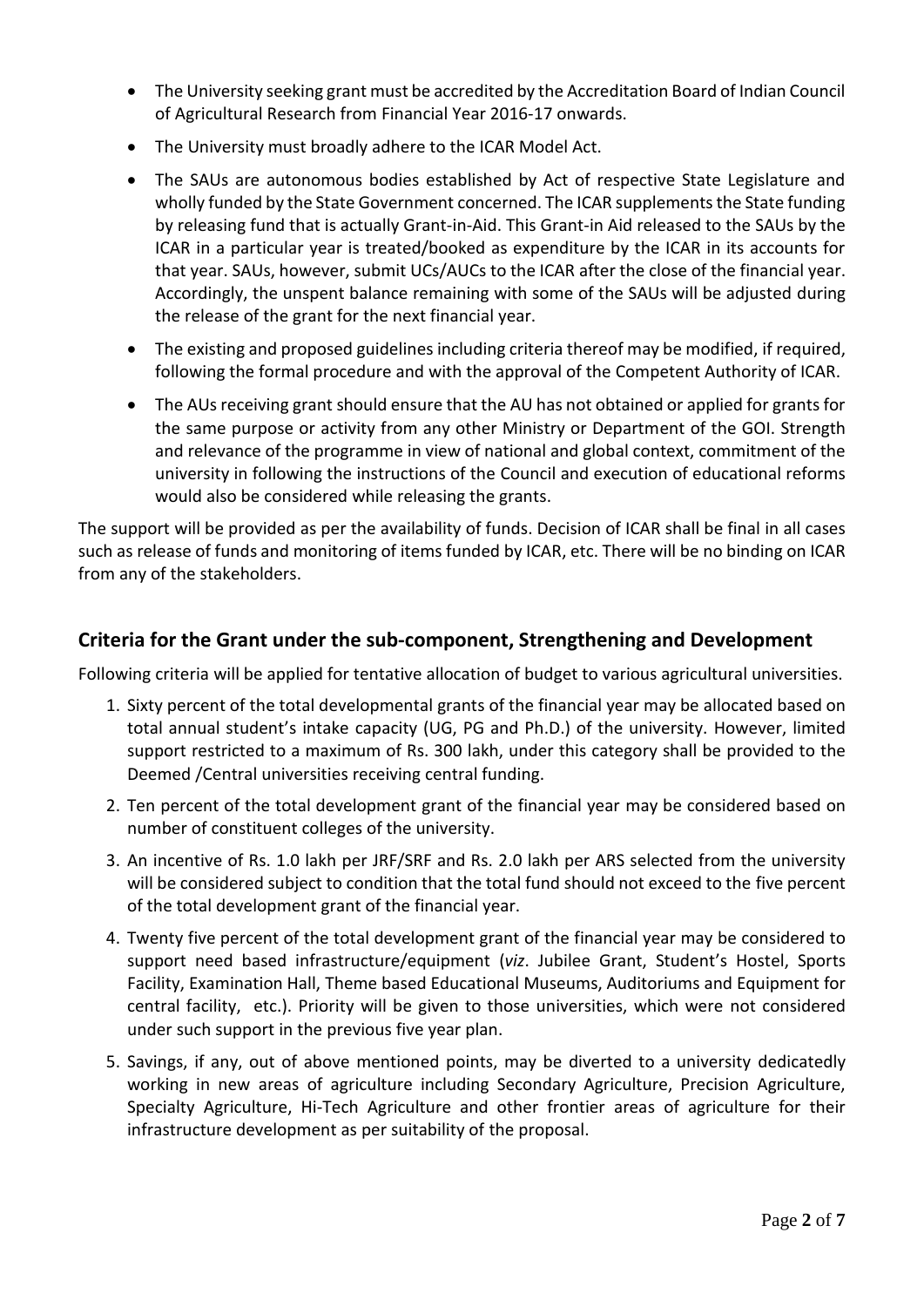- The University seeking grant must be accredited by the Accreditation Board of Indian Council of Agricultural Research from Financial Year 2016-17 onwards.
- The University must broadly adhere to the ICAR Model Act.
- The SAUs are autonomous bodies established by Act of respective State Legislature and wholly funded by the State Government concerned. The ICAR supplements the State funding by releasing fund that is actually Grant-in-Aid. This Grant-in Aid released to the SAUs by the ICAR in a particular year is treated/booked as expenditure by the ICAR in its accounts for that year. SAUs, however, submit UCs/AUCs to the ICAR after the close of the financial year. Accordingly, the unspent balance remaining with some of the SAUs will be adjusted during the release of the grant for the next financial year.
- The existing and proposed guidelines including criteria thereof may be modified, if required, following the formal procedure and with the approval of the Competent Authority of ICAR.
- The AUs receiving grant should ensure that the AU has not obtained or applied for grants for the same purpose or activity from any other Ministry or Department of the GOI. Strength and relevance of the programme in view of national and global context, commitment of the university in following the instructions of the Council and execution of educational reforms would also be considered while releasing the grants.

The support will be provided as per the availability of funds. Decision of ICAR shall be final in all cases such as release of funds and monitoring of items funded by ICAR, etc. There will be no binding on ICAR from any of the stakeholders.

## Criteria for the Grant under the sub-component, Strengthening and Development

Following criteria will be applied for tentative allocation of budget to various agricultural universities.

1. Sixty percent of the total developmental grants of the financial year may be allocated based on total annual student's intake capacity (UG, PG and Ph.D.) of the university. However, limited support restricted to a maximum of Rs. 300 lakh, under this category shall be provided to the Deemed /Central universities receiving central funding.
2. Ten percent of the total development grant of the financial year may be considered based on number of constituent colleges of the university.
3. An incentive of Rs. 1.0 lakh per JRF/SRF and Rs. 2.0 lakh per ARS selected from the university will be considered subject to condition that the total fund should not exceed to the five percent of the total development grant of the financial year.
4. Twenty five percent of the total development grant of the financial year may be considered to support need based infrastructure/equipment (*viz*. Jubilee Grant, Student's Hostel, Sports Facility, Examination Hall, Theme based Educational Museums, Auditoriums and Equipment for central facility, etc.). Priority will be given to those universities, which were not considered under such support in the previous five year plan.
5. Savings, if any, out of above mentioned points, may be diverted to a university dedicatedly working in new areas of agriculture including Secondary Agriculture, Precision Agriculture, Specialty Agriculture, Hi-Tech Agriculture and other frontier areas of agriculture for their infrastructure development as per suitability of the proposal.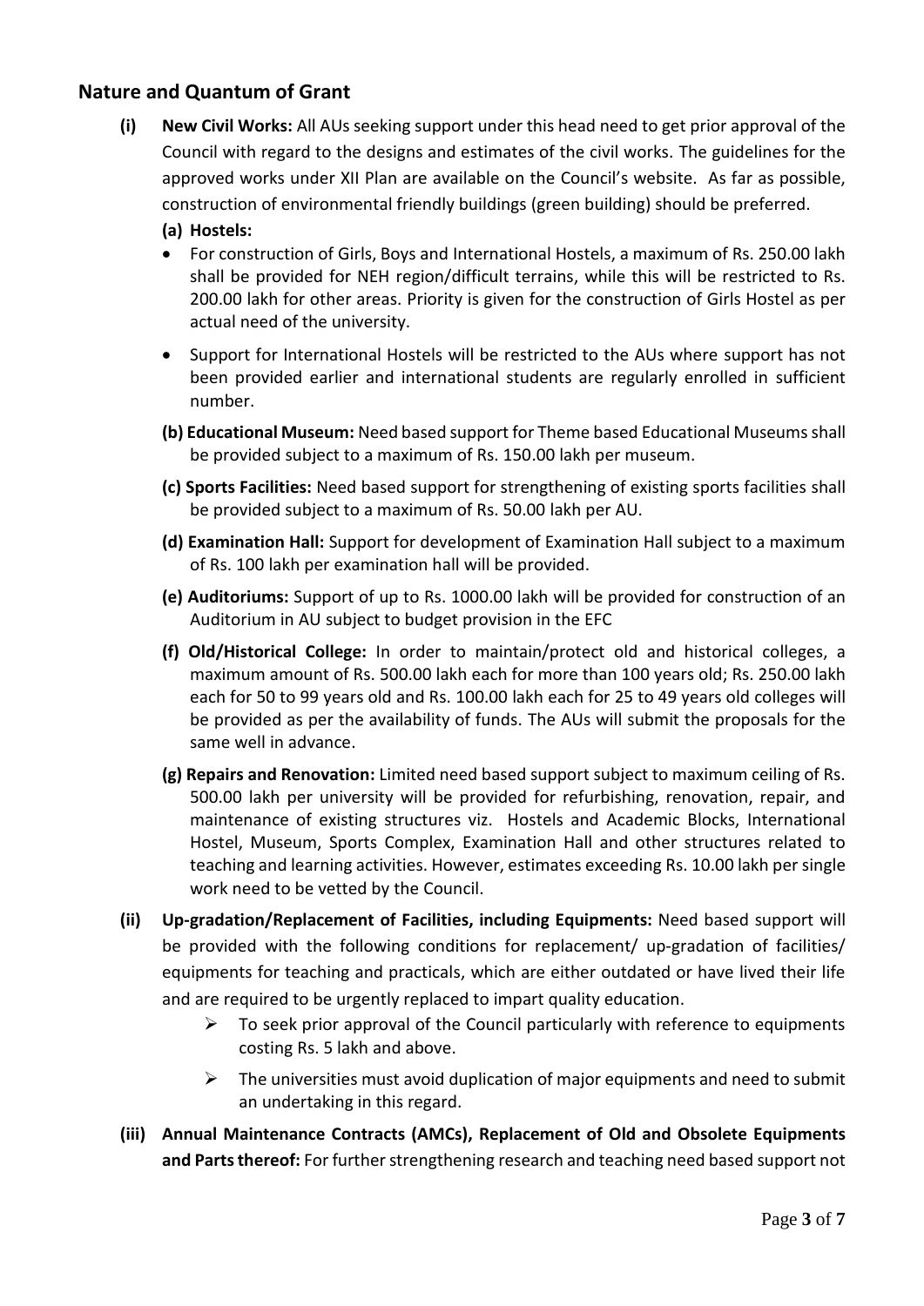## Nature and Quantum of Grant

**(i) New Civil Works:** All AUs seeking support under this head need to get prior approval of the Council with regard to the designs and estimates of the civil works. The guidelines for the approved works under XII Plan are available on the Council's website. As far as possible, construction of environmental friendly buildings (green building) should be preferred.

**(a) Hostels:**

- For construction of Girls, Boys and International Hostels, a maximum of Rs. 250.00 lakh shall be provided for NEH region/difficult terrains, while this will be restricted to Rs. 200.00 lakh for other areas. Priority is given for the construction of Girls Hostel as per actual need of the university.
- Support for International Hostels will be restricted to the AUs where support has not been provided earlier and international students are regularly enrolled in sufficient number.

**(b) Educational Museum:** Need based support for Theme based Educational Museums shall be provided subject to a maximum of Rs. 150.00 lakh per museum.

**(c) Sports Facilities:** Need based support for strengthening of existing sports facilities shall be provided subject to a maximum of Rs. 50.00 lakh per AU.

**(d) Examination Hall:** Support for development of Examination Hall subject to a maximum of Rs. 100 lakh per examination hall will be provided.

**(e) Auditoriums:** Support of up to Rs. 1000.00 lakh will be provided for construction of an Auditorium in AU subject to budget provision in the EFC

**(f) Old/Historical College:** In order to maintain/protect old and historical colleges, a maximum amount of Rs. 500.00 lakh each for more than 100 years old; Rs. 250.00 lakh each for 50 to 99 years old and Rs. 100.00 lakh each for 25 to 49 years old colleges will be provided as per the availability of funds. The AUs will submit the proposals for the same well in advance.

**(g) Repairs and Renovation:** Limited need based support subject to maximum ceiling of Rs. 500.00 lakh per university will be provided for refurbishing, renovation, repair, and maintenance of existing structures viz. Hostels and Academic Blocks, International Hostel, Museum, Sports Complex, Examination Hall and other structures related to teaching and learning activities. However, estimates exceeding Rs. 10.00 lakh per single work need to be vetted by the Council.

**(ii) Up-gradation/Replacement of Facilities, including Equipments:** Need based support will be provided with the following conditions for replacement/ up-gradation of facilities/ equipments for teaching and practicals, which are either outdated or have lived their life and are required to be urgently replaced to impart quality education.

- To seek prior approval of the Council particularly with reference to equipments costing Rs. 5 lakh and above.
- The universities must avoid duplication of major equipments and need to submit an undertaking in this regard.

**(iii) Annual Maintenance Contracts (AMCs), Replacement of Old and Obsolete Equipments and Parts thereof:** For further strengthening research and teaching need based support not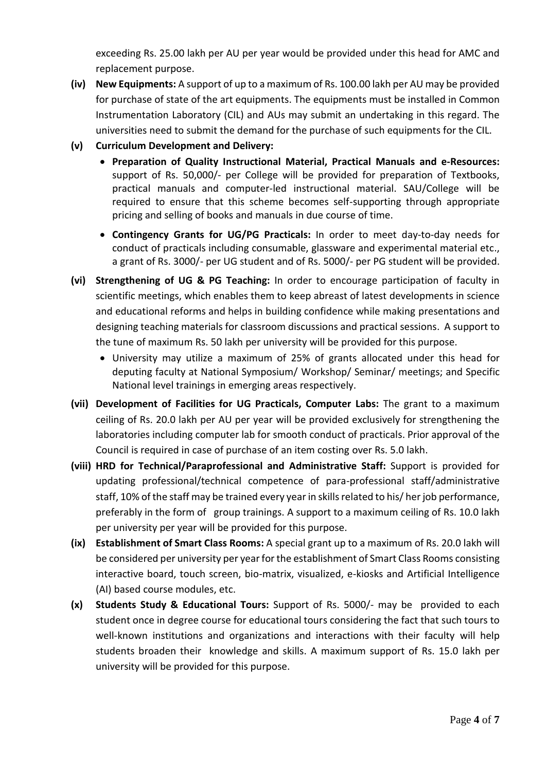exceeding Rs. 25.00 lakh per AU per year would be provided under this head for AMC and replacement purpose.

**(iv) New Equipments:** A support of up to a maximum of Rs. 100.00 lakh per AU may be provided for purchase of state of the art equipments. The equipments must be installed in Common Instrumentation Laboratory (CIL) and AUs may submit an undertaking in this regard. The universities need to submit the demand for the purchase of such equipments for the CIL.

**(v) Curriculum Development and Delivery:**

- **Preparation of Quality Instructional Material, Practical Manuals and e-Resources:** support of Rs. 50,000/- per College will be provided for preparation of Textbooks, practical manuals and computer-led instructional material. SAU/College will be required to ensure that this scheme becomes self-supporting through appropriate pricing and selling of books and manuals in due course of time.
- **Contingency Grants for UG/PG Practicals:** In order to meet day-to-day needs for conduct of practicals including consumable, glassware and experimental material etc., a grant of Rs. 3000/- per UG student and of Rs. 5000/- per PG student will be provided.

**(vi) Strengthening of UG & PG Teaching:** In order to encourage participation of faculty in scientific meetings, which enables them to keep abreast of latest developments in science and educational reforms and helps in building confidence while making presentations and designing teaching materials for classroom discussions and practical sessions. A support to the tune of maximum Rs. 50 lakh per university will be provided for this purpose.

- University may utilize a maximum of 25% of grants allocated under this head for deputing faculty at National Symposium/ Workshop/ Seminar/ meetings; and Specific National level trainings in emerging areas respectively.

**(vii) Development of Facilities for UG Practicals, Computer Labs:** The grant to a maximum ceiling of Rs. 20.0 lakh per AU per year will be provided exclusively for strengthening the laboratories including computer lab for smooth conduct of practicals. Prior approval of the Council is required in case of purchase of an item costing over Rs. 5.0 lakh.

**(viii) HRD for Technical/Paraprofessional and Administrative Staff:** Support is provided for updating professional/technical competence of para-professional staff/administrative staff, 10% of the staff may be trained every year in skills related to his/ her job performance, preferably in the form of group trainings. A support to a maximum ceiling of Rs. 10.0 lakh per university per year will be provided for this purpose.

**(ix) Establishment of Smart Class Rooms:** A special grant up to a maximum of Rs. 20.0 lakh will be considered per university per year for the establishment of Smart Class Rooms consisting interactive board, touch screen, bio-matrix, visualized, e-kiosks and Artificial Intelligence (AI) based course modules, etc.

**(x) Students Study & Educational Tours:** Support of Rs. 5000/- may be provided to each student once in degree course for educational tours considering the fact that such tours to well-known institutions and organizations and interactions with their faculty will help students broaden their knowledge and skills. A maximum support of Rs. 15.0 lakh per university will be provided for this purpose.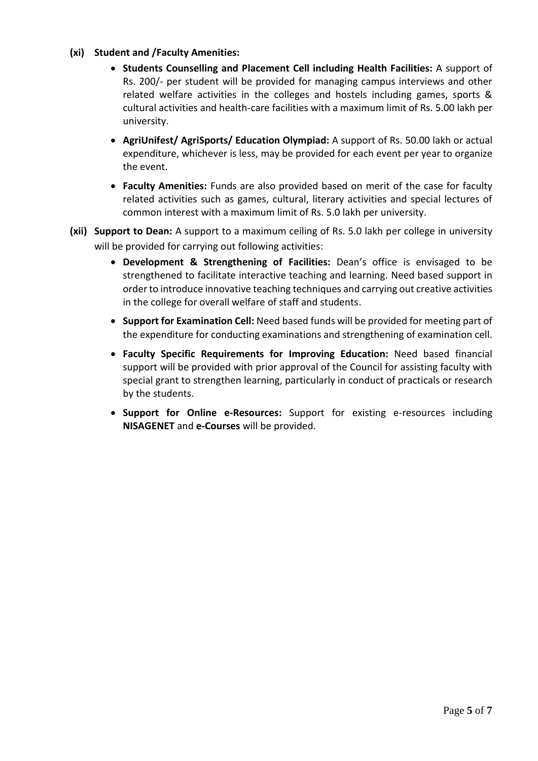**(xi) Student and /Faculty Amenities:**

- **Students Counselling and Placement Cell including Health Facilities:** A support of Rs. 200/- per student will be provided for managing campus interviews and other related welfare activities in the colleges and hostels including games, sports & cultural activities and health-care facilities with a maximum limit of Rs. 5.00 lakh per university.
- **AgriUnifest/ AgriSports/ Education Olympiad:** A support of Rs. 50.00 lakh or actual expenditure, whichever is less, may be provided for each event per year to organize the event.
- **Faculty Amenities:** Funds are also provided based on merit of the case for faculty related activities such as games, cultural, literary activities and special lectures of common interest with a maximum limit of Rs. 5.0 lakh per university.

**(xii) Support to Dean:** A support to a maximum ceiling of Rs. 5.0 lakh per college in university will be provided for carrying out following activities:

- **Development & Strengthening of Facilities:** Dean's office is envisaged to be strengthened to facilitate interactive teaching and learning. Need based support in order to introduce innovative teaching techniques and carrying out creative activities in the college for overall welfare of staff and students.
- **Support for Examination Cell:** Need based funds will be provided for meeting part of the expenditure for conducting examinations and strengthening of examination cell.
- **Faculty Specific Requirements for Improving Education:** Need based financial support will be provided with prior approval of the Council for assisting faculty with special grant to strengthen learning, particularly in conduct of practicals or research by the students.
- **Support for Online e-Resources:** Support for existing e-resources including **NISAGENET** and **e-Courses** will be provided.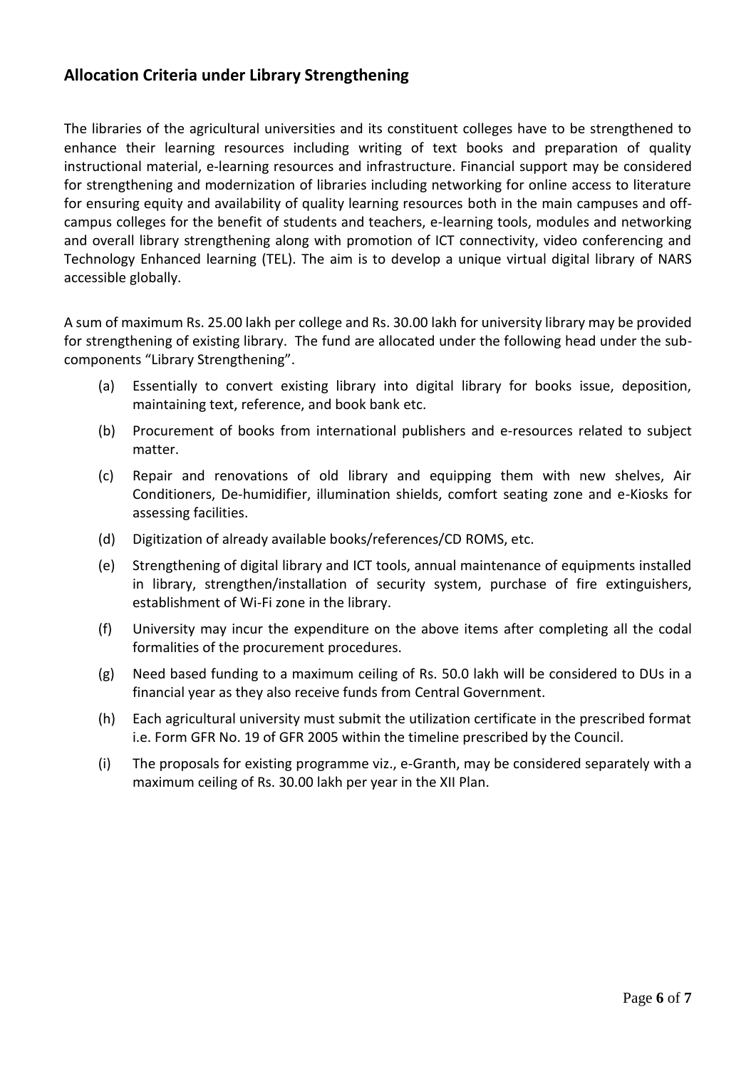## Allocation Criteria under Library Strengthening

The libraries of the agricultural universities and its constituent colleges have to be strengthened to enhance their learning resources including writing of text books and preparation of quality instructional material, e-learning resources and infrastructure. Financial support may be considered for strengthening and modernization of libraries including networking for online access to literature for ensuring equity and availability of quality learning resources both in the main campuses and off-campus colleges for the benefit of students and teachers, e-learning tools, modules and networking and overall library strengthening along with promotion of ICT connectivity, video conferencing and Technology Enhanced learning (TEL). The aim is to develop a unique virtual digital library of NARS accessible globally.

A sum of maximum Rs. 25.00 lakh per college and Rs. 30.00 lakh for university library may be provided for strengthening of existing library. The fund are allocated under the following head under the sub-components "Library Strengthening".

(a) Essentially to convert existing library into digital library for books issue, deposition, maintaining text, reference, and book bank etc.

(b) Procurement of books from international publishers and e-resources related to subject matter.

(c) Repair and renovations of old library and equipping them with new shelves, Air Conditioners, De-humidifier, illumination shields, comfort seating zone and e-Kiosks for assessing facilities.

(d) Digitization of already available books/references/CD ROMS, etc.

(e) Strengthening of digital library and ICT tools, annual maintenance of equipments installed in library, strengthen/installation of security system, purchase of fire extinguishers, establishment of Wi-Fi zone in the library.

(f) University may incur the expenditure on the above items after completing all the codal formalities of the procurement procedures.

(g) Need based funding to a maximum ceiling of Rs. 50.0 lakh will be considered to DUs in a financial year as they also receive funds from Central Government.

(h) Each agricultural university must submit the utilization certificate in the prescribed format i.e. Form GFR No. 19 of GFR 2005 within the timeline prescribed by the Council.

(i) The proposals for existing programme viz., e-Granth, may be considered separately with a maximum ceiling of Rs. 30.00 lakh per year in the XII Plan.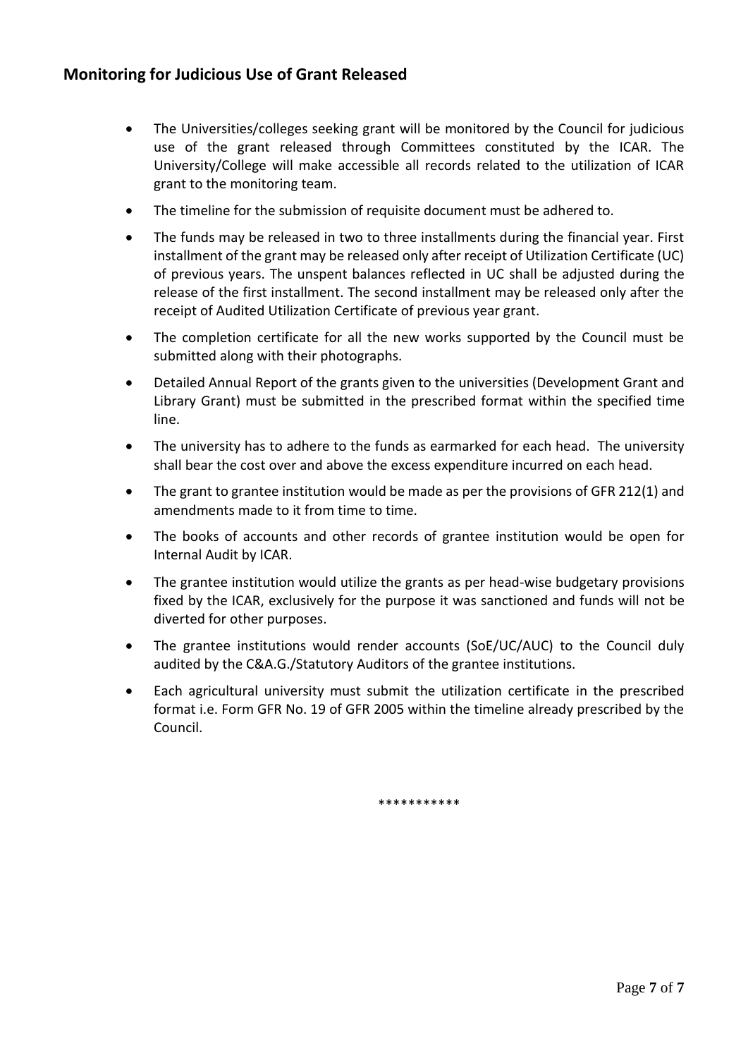## Monitoring for Judicious Use of Grant Released

- The Universities/colleges seeking grant will be monitored by the Council for judicious use of the grant released through Committees constituted by the ICAR. The University/College will make accessible all records related to the utilization of ICAR grant to the monitoring team.
- The timeline for the submission of requisite document must be adhered to.
- The funds may be released in two to three installments during the financial year. First installment of the grant may be released only after receipt of Utilization Certificate (UC) of previous years. The unspent balances reflected in UC shall be adjusted during the release of the first installment. The second installment may be released only after the receipt of Audited Utilization Certificate of previous year grant.
- The completion certificate for all the new works supported by the Council must be submitted along with their photographs.
- Detailed Annual Report of the grants given to the universities (Development Grant and Library Grant) must be submitted in the prescribed format within the specified time line.
- The university has to adhere to the funds as earmarked for each head. The university shall bear the cost over and above the excess expenditure incurred on each head.
- The grant to grantee institution would be made as per the provisions of GFR 212(1) and amendments made to it from time to time.
- The books of accounts and other records of grantee institution would be open for Internal Audit by ICAR.
- The grantee institution would utilize the grants as per head-wise budgetary provisions fixed by the ICAR, exclusively for the purpose it was sanctioned and funds will not be diverted for other purposes.
- The grantee institutions would render accounts (SoE/UC/AUC) to the Council duly audited by the C&A.G./Statutory Auditors of the grantee institutions.
- Each agricultural university must submit the utilization certificate in the prescribed format i.e. Form GFR No. 19 of GFR 2005 within the timeline already prescribed by the Council.

***********